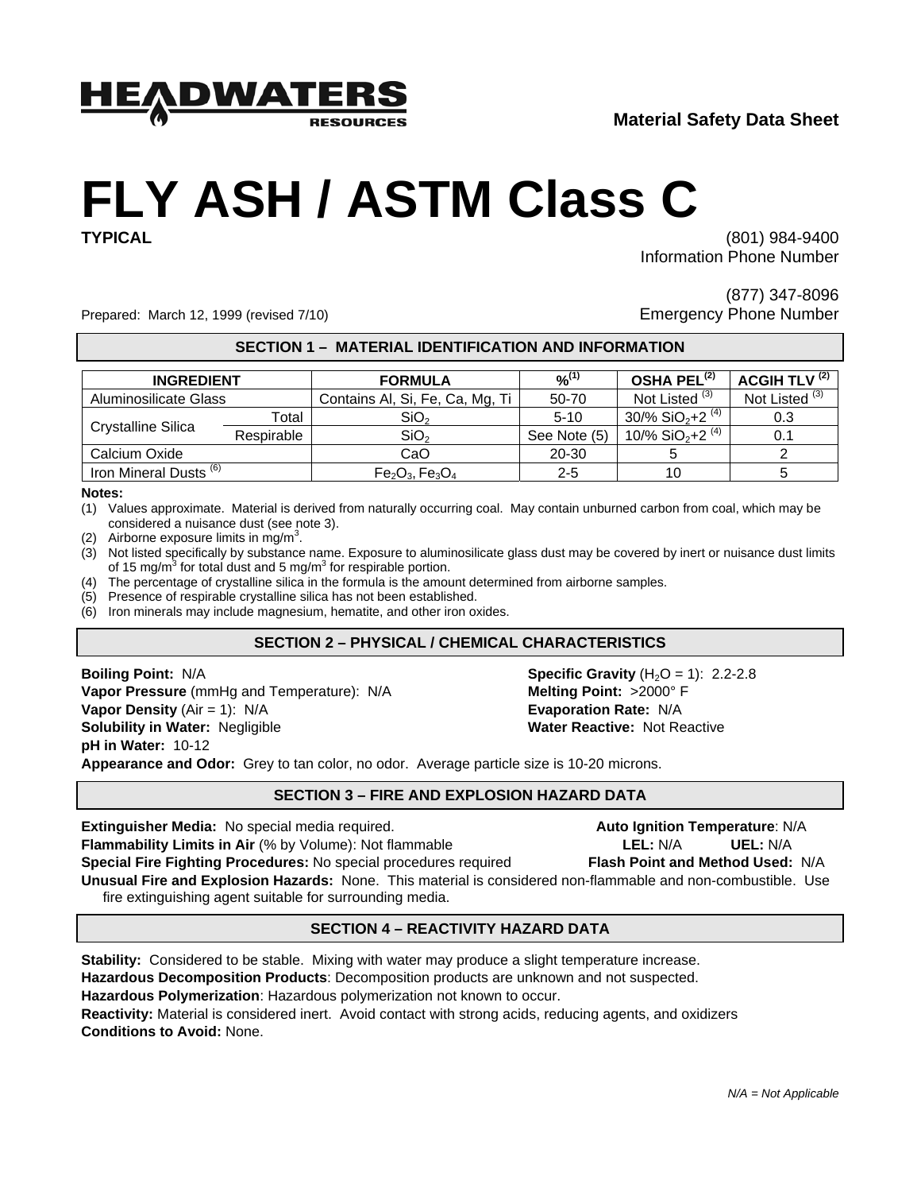HEADWATERS RESOURCES

**Material Safety Data Sheet**

# FLY ASH / ASTM Class C

**TYPICAL**

(801) 984-9400
Information Phone Number

(877) 347-8096
Emergency Phone Number

Prepared: March 12, 1999 (revised 7/10)

## SECTION 1 – MATERIAL IDENTIFICATION AND INFORMATION

| INGREDIENT | | FORMULA | %[1] | OSHA PEL[2] | ACGIH TLV[2] |
|---|---|---|---|---|---|
| Aluminosilicate Glass | | Contains Al, Si, Fe, Ca, Mg, Ti | 50-70 | Not Listed[3] | Not Listed[3] |
| Crystalline Silica | Total | $SiO_2$ | 5-10 | 30/% $SiO_2$+2[4] | 0.3 |
| | Respirable | $SiO_2$ | See Note (5) | 10/% $SiO_2$+2[4] | 0.1 |
| Calcium Oxide | | CaO | 20-30 | 5 | 2 |
| Iron Mineral Dusts[6] | | $Fe_2O_3$, $Fe_3O_4$ | 2-5 | 10 | 5 |

**Notes:**

(1) Values approximate. Material is derived from naturally occurring coal. May contain unburned carbon from coal, which may be considered a nuisance dust (see note 3).
(2) Airborne exposure limits in $mg/m^3$.
(3) Not listed specifically by substance name. Exposure to aluminosilicate glass dust may be covered by inert or nuisance dust limits of 15 $mg/m^3$ for total dust and 5 $mg/m^3$ for respirable portion.
(4) The percentage of crystalline silica in the formula is the amount determined from airborne samples.
(5) Presence of respirable crystalline silica has not been established.
(6) Iron minerals may include magnesium, hematite, and other iron oxides.

## SECTION 2 – PHYSICAL / CHEMICAL CHARACTERISTICS

**Boiling Point:** N/A
**Vapor Pressure** (mmHg and Temperature): N/A
**Vapor Density** (Air = 1): N/A
**Solubility in Water:** Negligible
**pH in Water:** 10-12
**Specific Gravity** ($H_2O$ = 1): 2.2-2.8
**Melting Point:** >2000° F
**Evaporation Rate:** N/A
**Water Reactive:** Not Reactive
**Appearance and Odor:** Grey to tan color, no odor. Average particle size is 10-20 microns.

## SECTION 3 – FIRE AND EXPLOSION HAZARD DATA

**Extinguisher Media:** No special media required.
**Flammability Limits in Air** (% by Volume): Not flammable
**Special Fire Fighting Procedures:** No special procedures required
**Auto Ignition Temperature**: N/A
**LEL:** N/A **UEL:** N/A
**Flash Point and Method Used:** N/A
**Unusual Fire and Explosion Hazards:** None. This material is considered non-flammable and non-combustible. Use fire extinguishing agent suitable for surrounding media.

## SECTION 4 – REACTIVITY HAZARD DATA

**Stability:** Considered to be stable. Mixing with water may produce a slight temperature increase.
**Hazardous Decomposition Products**: Decomposition products are unknown and not suspected.
**Hazardous Polymerization**: Hazardous polymerization not known to occur.
**Reactivity:** Material is considered inert. Avoid contact with strong acids, reducing agents, and oxidizers
**Conditions to Avoid:** None.

*N/A = Not Applicable*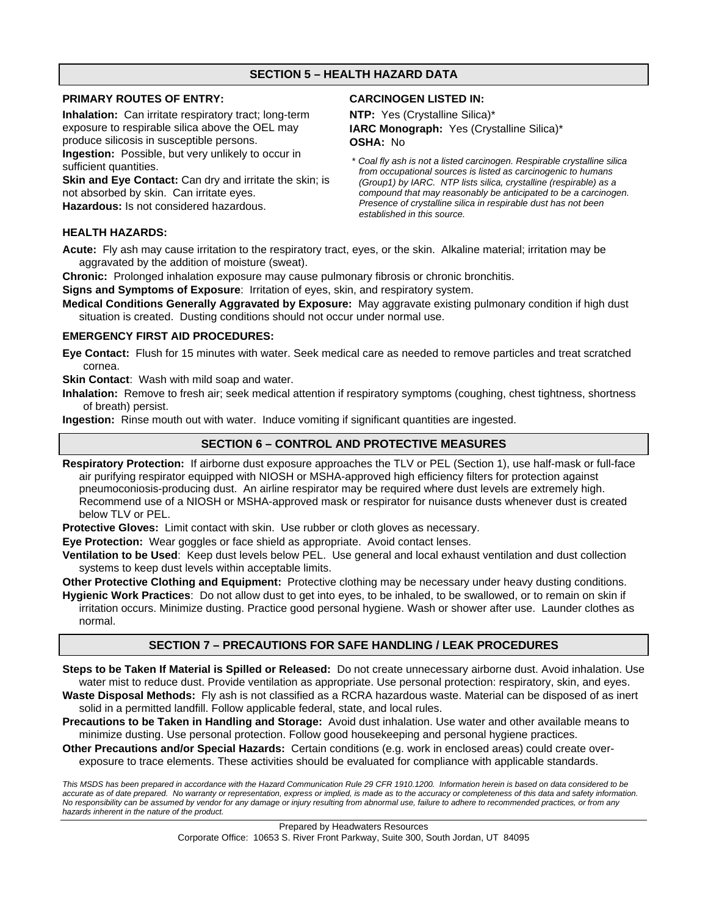## SECTION 5 – HEALTH HAZARD DATA

**PRIMARY ROUTES OF ENTRY:**

**Inhalation:** Can irritate respiratory tract; long-term exposure to respirable silica above the OEL may produce silicosis in susceptible persons.
**Ingestion:** Possible, but very unlikely to occur in sufficient quantities.
**Skin and Eye Contact:** Can dry and irritate the skin; is not absorbed by skin. Can irritate eyes.
**Hazardous:** Is not considered hazardous.

**CARCINOGEN LISTED IN:**

**NTP:** Yes (Crystalline Silica)*
**IARC Monograph:** Yes (Crystalline Silica)*
**OSHA:** No

*\* Coal fly ash is not a listed carcinogen. Respirable crystalline silica from occupational sources is listed as carcinogenic to humans (Group1) by IARC. NTP lists silica, crystalline (respirable) as a compound that may reasonably be anticipated to be a carcinogen. Presence of crystalline silica in respirable dust has not been established in this source.*

**HEALTH HAZARDS:**

**Acute:** Fly ash may cause irritation to the respiratory tract, eyes, or the skin. Alkaline material; irritation may be aggravated by the addition of moisture (sweat).
**Chronic:** Prolonged inhalation exposure may cause pulmonary fibrosis or chronic bronchitis.
**Signs and Symptoms of Exposure**: Irritation of eyes, skin, and respiratory system.
**Medical Conditions Generally Aggravated by Exposure:** May aggravate existing pulmonary condition if high dust situation is created. Dusting conditions should not occur under normal use.

**EMERGENCY FIRST AID PROCEDURES:**

**Eye Contact:** Flush for 15 minutes with water. Seek medical care as needed to remove particles and treat scratched cornea.
**Skin Contact**: Wash with mild soap and water.
**Inhalation:** Remove to fresh air; seek medical attention if respiratory symptoms (coughing, chest tightness, shortness of breath) persist.
**Ingestion:** Rinse mouth out with water. Induce vomiting if significant quantities are ingested.

## SECTION 6 – CONTROL AND PROTECTIVE MEASURES

**Respiratory Protection:** If airborne dust exposure approaches the TLV or PEL (Section 1), use half-mask or full-face air purifying respirator equipped with NIOSH or MSHA-approved high efficiency filters for protection against pneumoconiosis-producing dust. An airline respirator may be required where dust levels are extremely high. Recommend use of a NIOSH or MSHA-approved mask or respirator for nuisance dusts whenever dust is created below TLV or PEL.
**Protective Gloves:** Limit contact with skin. Use rubber or cloth gloves as necessary.
**Eye Protection:** Wear goggles or face shield as appropriate. Avoid contact lenses.
**Ventilation to be Used**: Keep dust levels below PEL. Use general and local exhaust ventilation and dust collection systems to keep dust levels within acceptable limits.
**Other Protective Clothing and Equipment:** Protective clothing may be necessary under heavy dusting conditions.
**Hygienic Work Practices**: Do not allow dust to get into eyes, to be inhaled, to be swallowed, or to remain on skin if irritation occurs. Minimize dusting. Practice good personal hygiene. Wash or shower after use. Launder clothes as normal.

## SECTION 7 – PRECAUTIONS FOR SAFE HANDLING / LEAK PROCEDURES

**Steps to be Taken If Material is Spilled or Released:** Do not create unnecessary airborne dust. Avoid inhalation. Use water mist to reduce dust. Provide ventilation as appropriate. Use personal protection: respiratory, skin, and eyes.
**Waste Disposal Methods:** Fly ash is not classified as a RCRA hazardous waste. Material can be disposed of as inert solid in a permitted landfill. Follow applicable federal, state, and local rules.
**Precautions to be Taken in Handling and Storage:** Avoid dust inhalation. Use water and other available means to minimize dusting. Use personal protection. Follow good housekeeping and personal hygiene practices.
**Other Precautions and/or Special Hazards:** Certain conditions (e.g. work in enclosed areas) could create over-exposure to trace elements. These activities should be evaluated for compliance with applicable standards.

*This MSDS has been prepared in accordance with the Hazard Communication Rule 29 CFR 1910.1200. Information herein is based on data considered to be accurate as of date prepared. No warranty or representation, express or implied, is made as to the accuracy or completeness of this data and safety information. No responsibility can be assumed by vendor for any damage or injury resulting from abnormal use, failure to adhere to recommended practices, or from any hazards inherent in the nature of the product.*

Prepared by Headwaters Resources
Corporate Office: 10653 S. River Front Parkway, Suite 300, South Jordan, UT 84095